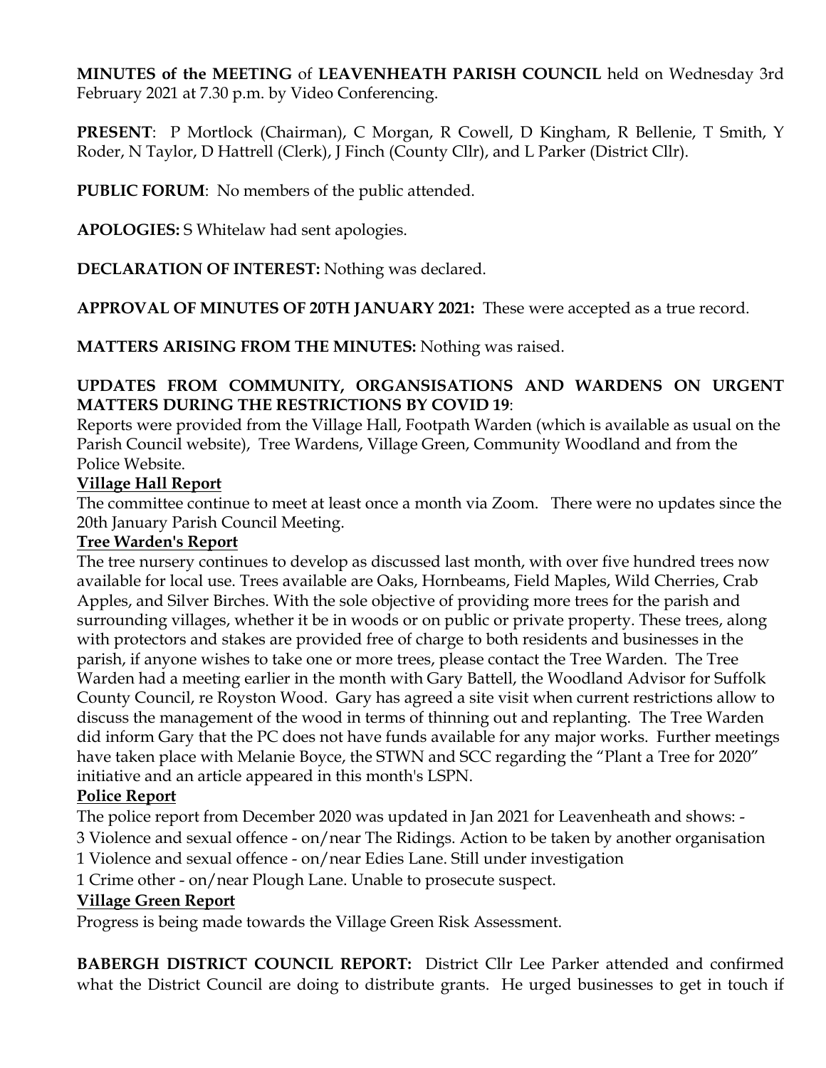**MINUTES of the MEETING** of **LEAVENHEATH PARISH COUNCIL** held on Wednesday 3rd February 2021 at 7.30 p.m. by Video Conferencing.

**PRESENT**: P Mortlock (Chairman), C Morgan, R Cowell, D Kingham, R Bellenie, T Smith, Y Roder, N Taylor, D Hattrell (Clerk), J Finch (County Cllr), and L Parker (District Cllr).

**PUBLIC FORUM**: No members of the public attended.

**APOLOGIES:** S Whitelaw had sent apologies.

**DECLARATION OF INTEREST:** Nothing was declared.

**APPROVAL OF MINUTES OF 20TH JANUARY 2021:** These were accepted as a true record.

**MATTERS ARISING FROM THE MINUTES:** Nothing was raised.

**UPDATES FROM COMMUNITY, ORGANSISATIONS AND WARDENS ON URGENT MATTERS DURING THE RESTRICTIONS BY COVID 19**:

Reports were provided from the Village Hall, Footpath Warden (which is available as usual on the Parish Council website), Tree Wardens, Village Green, Community Woodland and from the Police Website.

**Village Hall Report**

The committee continue to meet at least once a month via Zoom. There were no updates since the 20th January Parish Council Meeting.

**Tree Warden's Report**

The tree nursery continues to develop as discussed last month, with over five hundred trees now available for local use. Trees available are Oaks, Hornbeams, Field Maples, Wild Cherries, Crab Apples, and Silver Birches. With the sole objective of providing more trees for the parish and surrounding villages, whether it be in woods or on public or private property. These trees, along with protectors and stakes are provided free of charge to both residents and businesses in the parish, if anyone wishes to take one or more trees, please contact the Tree Warden. The Tree Warden had a meeting earlier in the month with Gary Battell, the Woodland Advisor for Suffolk County Council, re Royston Wood. Gary has agreed a site visit when current restrictions allow to discuss the management of the wood in terms of thinning out and replanting. The Tree Warden did inform Gary that the PC does not have funds available for any major works. Further meetings have taken place with Melanie Boyce, the STWN and SCC regarding the "Plant a Tree for 2020" initiative and an article appeared in this month's LSPN.

**Police Report**

The police report from December 2020 was updated in Jan 2021 for Leavenheath and shows: -

3 Violence and sexual offence - on/near The Ridings. Action to be taken by another organisation

1 Violence and sexual offence - on/near Edies Lane. Still under investigation

1 Crime other - on/near Plough Lane. Unable to prosecute suspect.

**Village Green Report**

Progress is being made towards the Village Green Risk Assessment.

**BABERGH DISTRICT COUNCIL REPORT:** District Cllr Lee Parker attended and confirmed what the District Council are doing to distribute grants. He urged businesses to get in touch if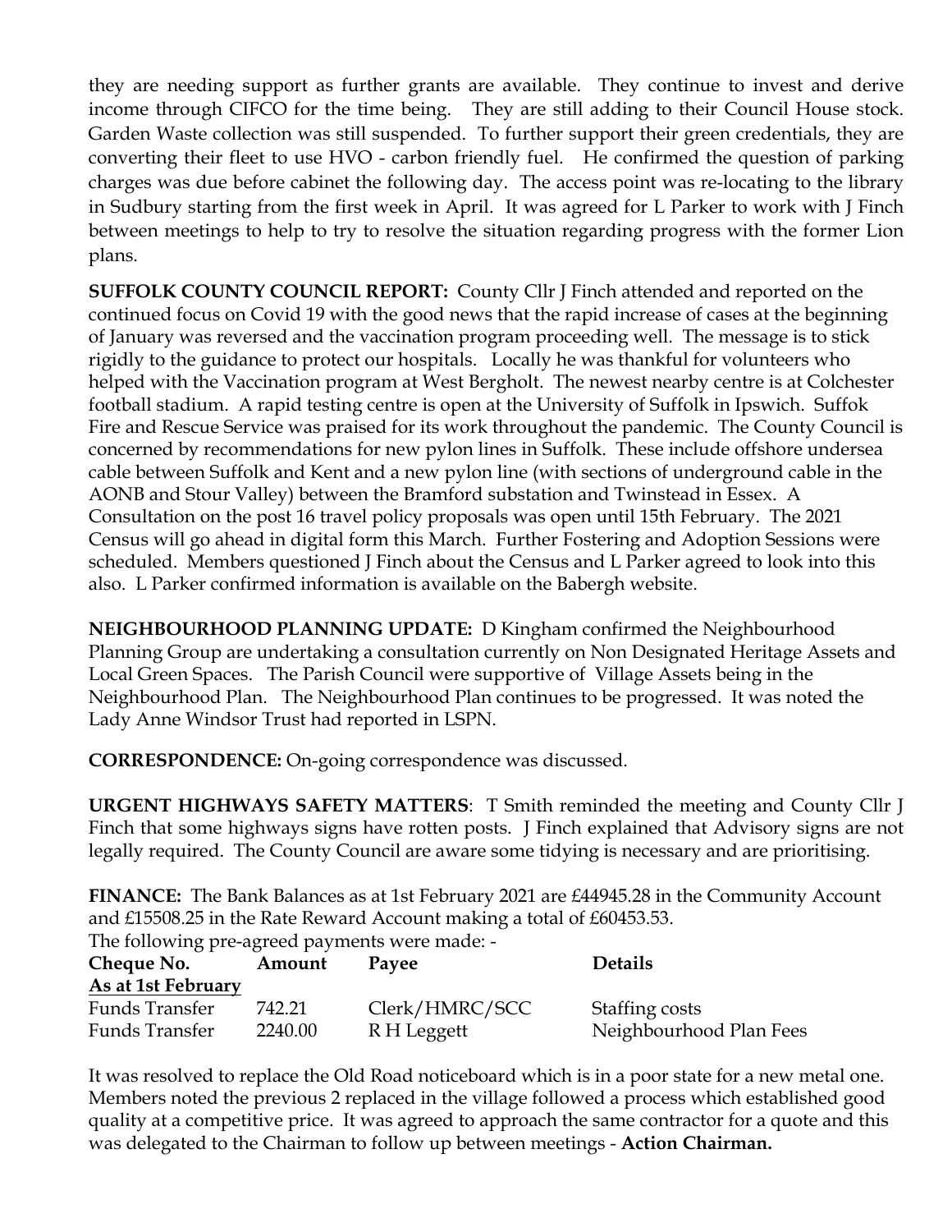they are needing support as further grants are available. They continue to invest and derive income through CIFCO for the time being. They are still adding to their Council House stock. Garden Waste collection was still suspended. To further support their green credentials, they are converting their fleet to use HVO - carbon friendly fuel. He confirmed the question of parking charges was due before cabinet the following day. The access point was re-locating to the library in Sudbury starting from the first week in April. It was agreed for L Parker to work with J Finch between meetings to help to try to resolve the situation regarding progress with the former Lion plans.

**SUFFOLK COUNTY COUNCIL REPORT:** County Cllr J Finch attended and reported on the continued focus on Covid 19 with the good news that the rapid increase of cases at the beginning of January was reversed and the vaccination program proceeding well. The message is to stick rigidly to the guidance to protect our hospitals. Locally he was thankful for volunteers who helped with the Vaccination program at West Bergholt. The newest nearby centre is at Colchester football stadium. A rapid testing centre is open at the University of Suffolk in Ipswich. Suffok Fire and Rescue Service was praised for its work throughout the pandemic. The County Council is concerned by recommendations for new pylon lines in Suffolk. These include offshore undersea cable between Suffolk and Kent and a new pylon line (with sections of underground cable in the AONB and Stour Valley) between the Bramford substation and Twinstead in Essex. A Consultation on the post 16 travel policy proposals was open until 15th February. The 2021 Census will go ahead in digital form this March. Further Fostering and Adoption Sessions were scheduled. Members questioned J Finch about the Census and L Parker agreed to look into this also. L Parker confirmed information is available on the Babergh website.

**NEIGHBOURHOOD PLANNING UPDATE:** D Kingham confirmed the Neighbourhood Planning Group are undertaking a consultation currently on Non Designated Heritage Assets and Local Green Spaces. The Parish Council were supportive of Village Assets being in the Neighbourhood Plan. The Neighbourhood Plan continues to be progressed. It was noted the Lady Anne Windsor Trust had reported in LSPN.

**CORRESPONDENCE:** On-going correspondence was discussed.

**URGENT HIGHWAYS SAFETY MATTERS**: T Smith reminded the meeting and County Cllr J Finch that some highways signs have rotten posts. J Finch explained that Advisory signs are not legally required. The County Council are aware some tidying is necessary and are prioritising.

**FINANCE:** The Bank Balances as at 1st February 2021 are £44945.28 in the Community Account and £15508.25 in the Rate Reward Account making a total of £60453.53.
The following pre-agreed payments were made: -

| **Cheque No.** | **Amount** | **Payee** | **Details** |
|---|---|---|---|
| **As at 1st February** | | | |
| Funds Transfer | 742.21 | Clerk/HMRC/SCC | Staffing costs |
| Funds Transfer | 2240.00 | R H Leggett | Neighbourhood Plan Fees |

It was resolved to replace the Old Road noticeboard which is in a poor state for a new metal one. Members noted the previous 2 replaced in the village followed a process which established good quality at a competitive price. It was agreed to approach the same contractor for a quote and this was delegated to the Chairman to follow up between meetings - **Action Chairman.**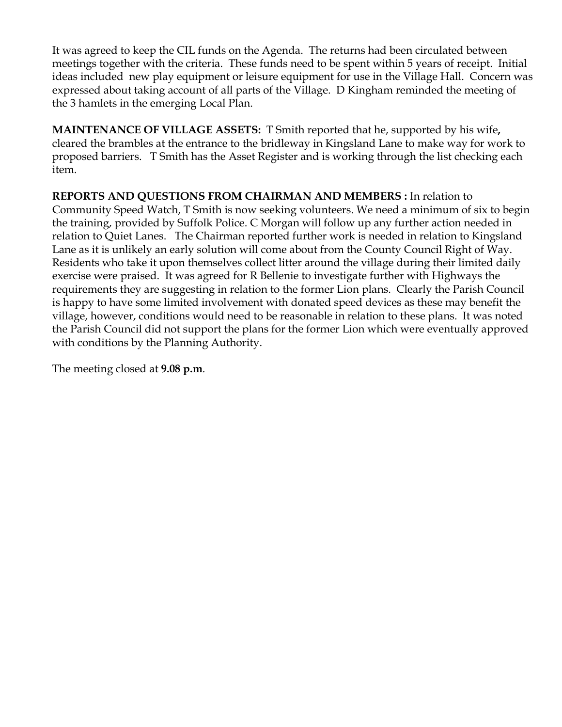It was agreed to keep the CIL funds on the Agenda. The returns had been circulated between meetings together with the criteria. These funds need to be spent within 5 years of receipt. Initial ideas included new play equipment or leisure equipment for use in the Village Hall. Concern was expressed about taking account of all parts of the Village. D Kingham reminded the meeting of the 3 hamlets in the emerging Local Plan.

**MAINTENANCE OF VILLAGE ASSETS:** T Smith reported that he, supported by his wife**,** cleared the brambles at the entrance to the bridleway in Kingsland Lane to make way for work to proposed barriers. T Smith has the Asset Register and is working through the list checking each item.

**REPORTS AND QUESTIONS FROM CHAIRMAN AND MEMBERS :** In relation to Community Speed Watch, T Smith is now seeking volunteers. We need a minimum of six to begin the training, provided by Suffolk Police. C Morgan will follow up any further action needed in relation to Quiet Lanes. The Chairman reported further work is needed in relation to Kingsland Lane as it is unlikely an early solution will come about from the County Council Right of Way. Residents who take it upon themselves collect litter around the village during their limited daily exercise were praised. It was agreed for R Bellenie to investigate further with Highways the requirements they are suggesting in relation to the former Lion plans. Clearly the Parish Council is happy to have some limited involvement with donated speed devices as these may benefit the village, however, conditions would need to be reasonable in relation to these plans. It was noted the Parish Council did not support the plans for the former Lion which were eventually approved with conditions by the Planning Authority.

The meeting closed at **9.08 p.m**.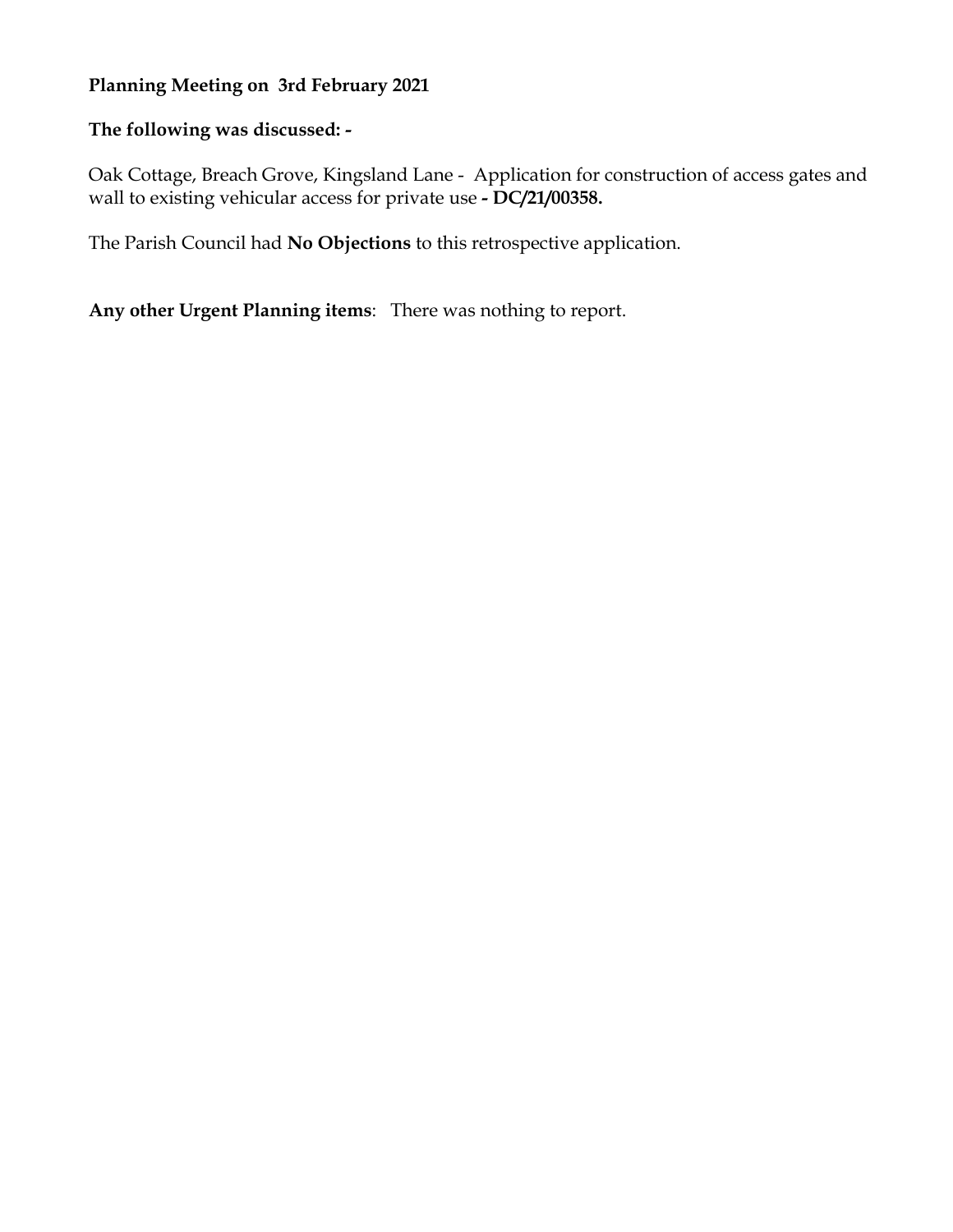**Planning Meeting on 3rd February 2021**

**The following was discussed: -**

Oak Cottage, Breach Grove, Kingsland Lane - Application for construction of access gates and wall to existing vehicular access for private use **- DC/21/00358.**

The Parish Council had **No Objections** to this retrospective application.

**Any other Urgent Planning items**: There was nothing to report.